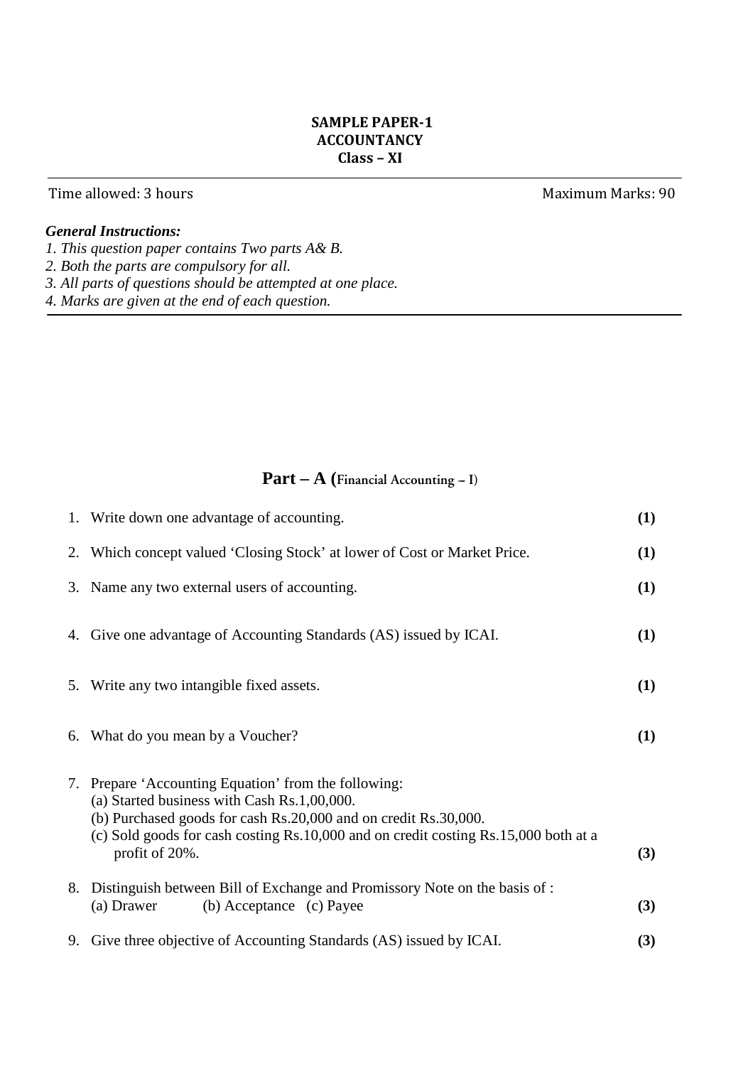# SAMPLE PAPER-1
## ACCOUNTANCY
### Class – XI

Time allowed: 3 hours — Maximum Marks: 90

***General Instructions:***

*1. This question paper contains Two parts A& B.*
*2. Both the parts are compulsory for all.*
*3. All parts of questions should be attempted at one place.*
*4. Marks are given at the end of each question.*

## Part – A (Financial Accounting – I)

1. Write down one advantage of accounting. **(1)**

2. Which concept valued 'Closing Stock' at lower of Cost or Market Price. **(1)**

3. Name any two external users of accounting. **(1)**

4. Give one advantage of Accounting Standards (AS) issued by ICAI. **(1)**

5. Write any two intangible fixed assets. **(1)**

6. What do you mean by a Voucher? **(1)**

7. Prepare 'Accounting Equation' from the following:
   (a) Started business with Cash Rs.1,00,000.
   (b) Purchased goods for cash Rs.20,000 and on credit Rs.30,000.
   (c) Sold goods for cash costing Rs.10,000 and on credit costing Rs.15,000 both at a profit of 20%. **(3)**

8. Distinguish between Bill of Exchange and Promissory Note on the basis of :
   (a) Drawer (b) Acceptance (c) Payee **(3)**

9. Give three objective of Accounting Standards (AS) issued by ICAI. **(3)**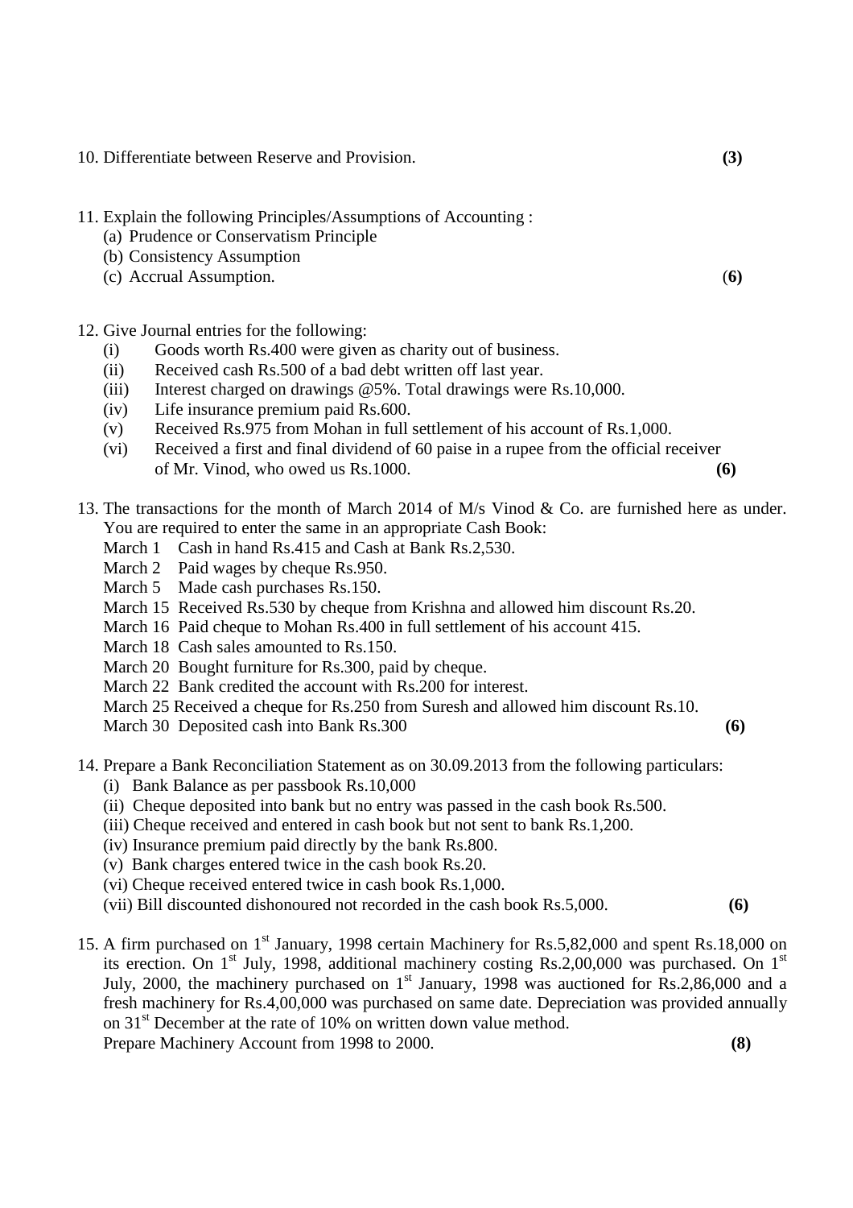10. Differentiate between Reserve and Provision. **(3)**

11. Explain the following Principles/Assumptions of Accounting :
    (a) Prudence or Conservatism Principle
    (b) Consistency Assumption
    (c) Accrual Assumption. (**6)**

12. Give Journal entries for the following:
    (i) Goods worth Rs.400 were given as charity out of business.
    (ii) Received cash Rs.500 of a bad debt written off last year.
    (iii) Interest charged on drawings @5%. Total drawings were Rs.10,000.
    (iv) Life insurance premium paid Rs.600.
    (v) Received Rs.975 from Mohan in full settlement of his account of Rs.1,000.
    (vi) Received a first and final dividend of 60 paise in a rupee from the official receiver of Mr. Vinod, who owed us Rs.1000. **(6)**

13. The transactions for the month of March 2014 of M/s Vinod & Co. are furnished here as under. You are required to enter the same in an appropriate Cash Book:
    March 1 Cash in hand Rs.415 and Cash at Bank Rs.2,530.
    March 2 Paid wages by cheque Rs.950.
    March 5 Made cash purchases Rs.150.
    March 15 Received Rs.530 by cheque from Krishna and allowed him discount Rs.20.
    March 16 Paid cheque to Mohan Rs.400 in full settlement of his account 415.
    March 18 Cash sales amounted to Rs.150.
    March 20 Bought furniture for Rs.300, paid by cheque.
    March 22 Bank credited the account with Rs.200 for interest.
    March 25 Received a cheque for Rs.250 from Suresh and allowed him discount Rs.10.
    March 30 Deposited cash into Bank Rs.300 **(6)**

14. Prepare a Bank Reconciliation Statement as on 30.09.2013 from the following particulars:
    (i) Bank Balance as per passbook Rs.10,000
    (ii) Cheque deposited into bank but no entry was passed in the cash book Rs.500.
    (iii) Cheque received and entered in cash book but not sent to bank Rs.1,200.
    (iv) Insurance premium paid directly by the bank Rs.800.
    (v) Bank charges entered twice in the cash book Rs.20.
    (vi) Cheque received entered twice in cash book Rs.1,000.
    (vii) Bill discounted dishonoured not recorded in the cash book Rs.5,000. **(6)**

15. A firm purchased on 1st January, 1998 certain Machinery for Rs.5,82,000 and spent Rs.18,000 on its erection. On 1st July, 1998, additional machinery costing Rs.2,00,000 was purchased. On 1st July, 2000, the machinery purchased on 1st January, 1998 was auctioned for Rs.2,86,000 and a fresh machinery for Rs.4,00,000 was purchased on same date. Depreciation was provided annually on 31st December at the rate of 10% on written down value method.
    Prepare Machinery Account from 1998 to 2000. **(8)**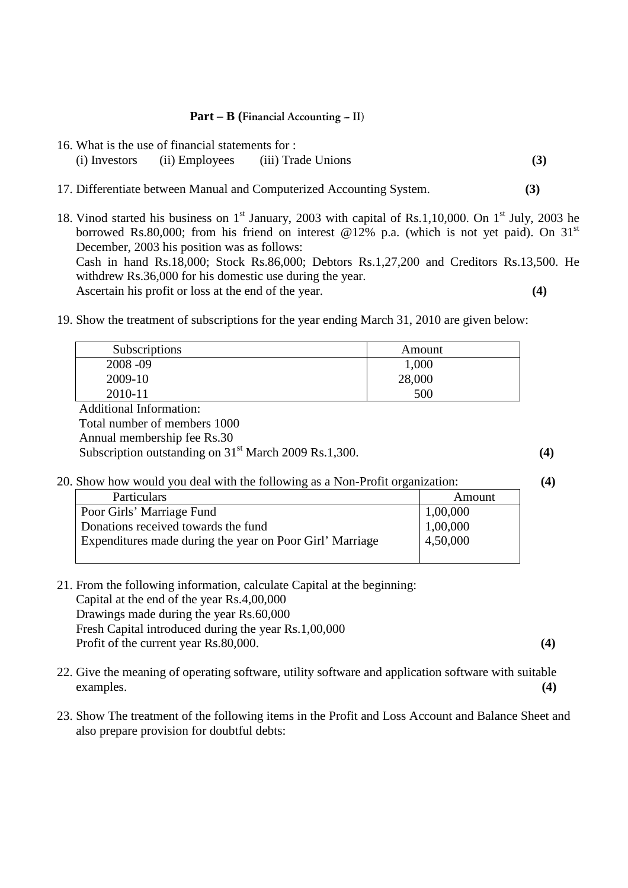## Part – B (Financial Accounting – II)

16. What is the use of financial statements for :
    (i) Investors (ii) Employees (iii) Trade Unions **(3)**

17. Differentiate between Manual and Computerized Accounting System. **(3)**

18. Vinod started his business on 1st January, 2003 with capital of Rs.1,10,000. On 1st July, 2003 he borrowed Rs.80,000; from his friend on interest @12% p.a. (which is not yet paid). On 31st December, 2003 his position was as follows:
    Cash in hand Rs.18,000; Stock Rs.86,000; Debtors Rs.1,27,200 and Creditors Rs.13,500. He withdrew Rs.36,000 for his domestic use during the year.
    Ascertain his profit or loss at the end of the year. **(4)**

19. Show the treatment of subscriptions for the year ending March 31, 2010 are given below:

| Subscriptions | Amount |
|---|---|
| 2008 -09 | 1,000 |
| 2009-10 | 28,000 |
| 2010-11 | 500 |

Additional Information:
Total number of members 1000
Annual membership fee Rs.30
Subscription outstanding on 31st March 2009 Rs.1,300. **(4)**

20. Show how would you deal with the following as a Non-Profit organization: **(4)**

| Particulars | Amount |
|---|---|
| Poor Girls' Marriage Fund | 1,00,000 |
| Donations received towards the fund | 1,00,000 |
| Expenditures made during the year on Poor Girl' Marriage | 4,50,000 |

21. From the following information, calculate Capital at the beginning:
    Capital at the end of the year Rs.4,00,000
    Drawings made during the year Rs.60,000
    Fresh Capital introduced during the year Rs.1,00,000
    Profit of the current year Rs.80,000. **(4)**

22. Give the meaning of operating software, utility software and application software with suitable examples. **(4)**

23. Show The treatment of the following items in the Profit and Loss Account and Balance Sheet and also prepare provision for doubtful debts: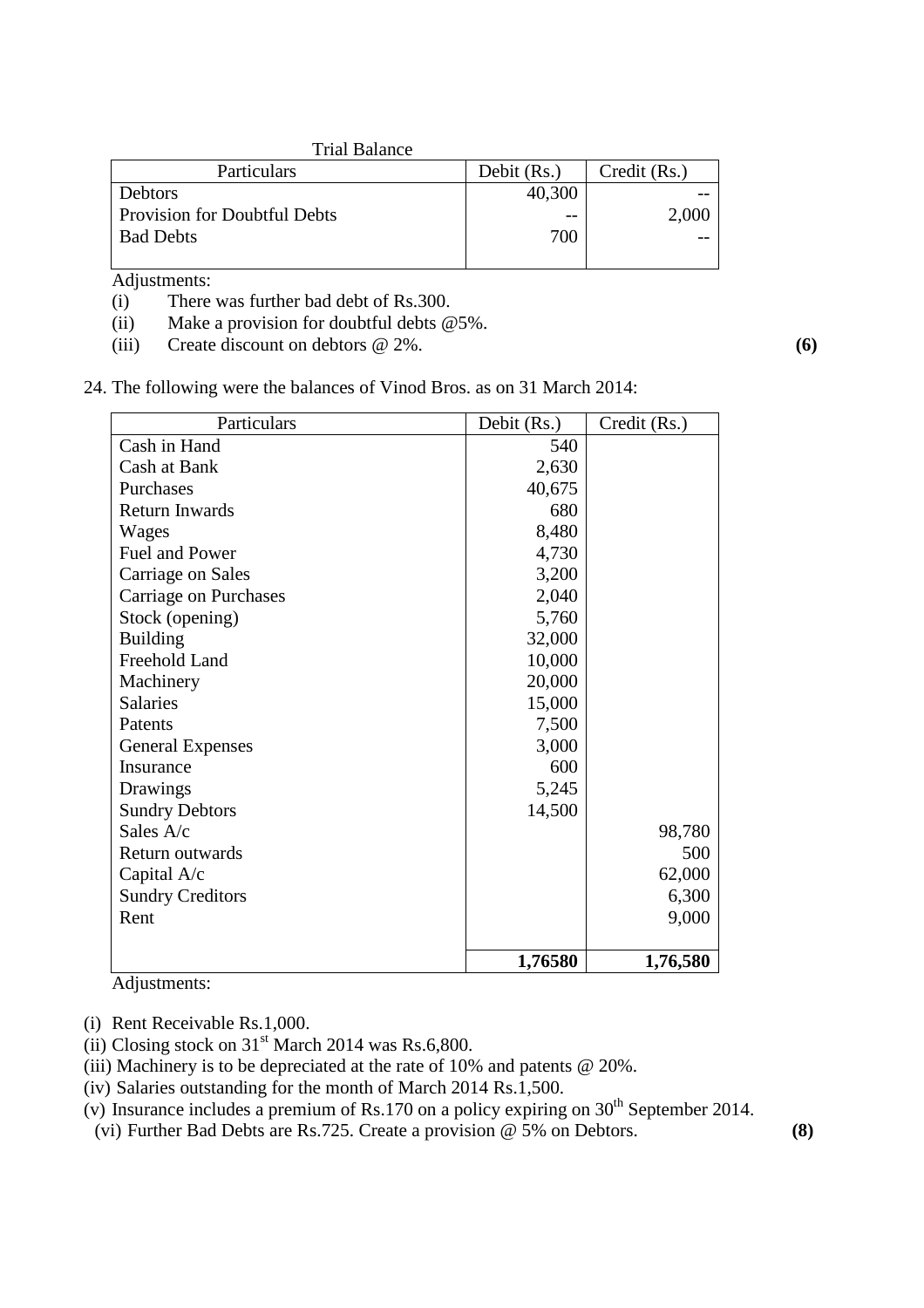Trial Balance

| Particulars | Debit (Rs.) | Credit (Rs.) |
|---|---|---|
| Debtors | 40,300 | -- |
| Provision for Doubtful Debts | -- | 2,000 |
| Bad Debts | 700 | -- |

Adjustments:

(i) There was further bad debt of Rs.300.

(ii) Make a provision for doubtful debts @5%.

(iii) Create discount on debtors @ 2%. **(6)**

24. The following were the balances of Vinod Bros. as on 31 March 2014:

| Particulars | Debit (Rs.) | Credit (Rs.) |
|---|---|---|
| Cash in Hand | 540 | |
| Cash at Bank | 2,630 | |
| Purchases | 40,675 | |
| Return Inwards | 680 | |
| Wages | 8,480 | |
| Fuel and Power | 4,730 | |
| Carriage on Sales | 3,200 | |
| Carriage on Purchases | 2,040 | |
| Stock (opening) | 5,760 | |
| Building | 32,000 | |
| Freehold Land | 10,000 | |
| Machinery | 20,000 | |
| Salaries | 15,000 | |
| Patents | 7,500 | |
| General Expenses | 3,000 | |
| Insurance | 600 | |
| Drawings | 5,245 | |
| Sundry Debtors | 14,500 | |
| Sales A/c | | 98,780 |
| Return outwards | | 500 |
| Capital A/c | | 62,000 |
| Sundry Creditors | | 6,300 |
| Rent | | 9,000 |
| | **1,76580** | **1,76,580** |

Adjustments:

(i) Rent Receivable Rs.1,000.

(ii) Closing stock on 31st March 2014 was Rs.6,800.

(iii) Machinery is to be depreciated at the rate of 10% and patents @ 20%.

(iv) Salaries outstanding for the month of March 2014 Rs.1,500.

(v) Insurance includes a premium of Rs.170 on a policy expiring on 30th September 2014.

(vi) Further Bad Debts are Rs.725. Create a provision @ 5% on Debtors. **(8)**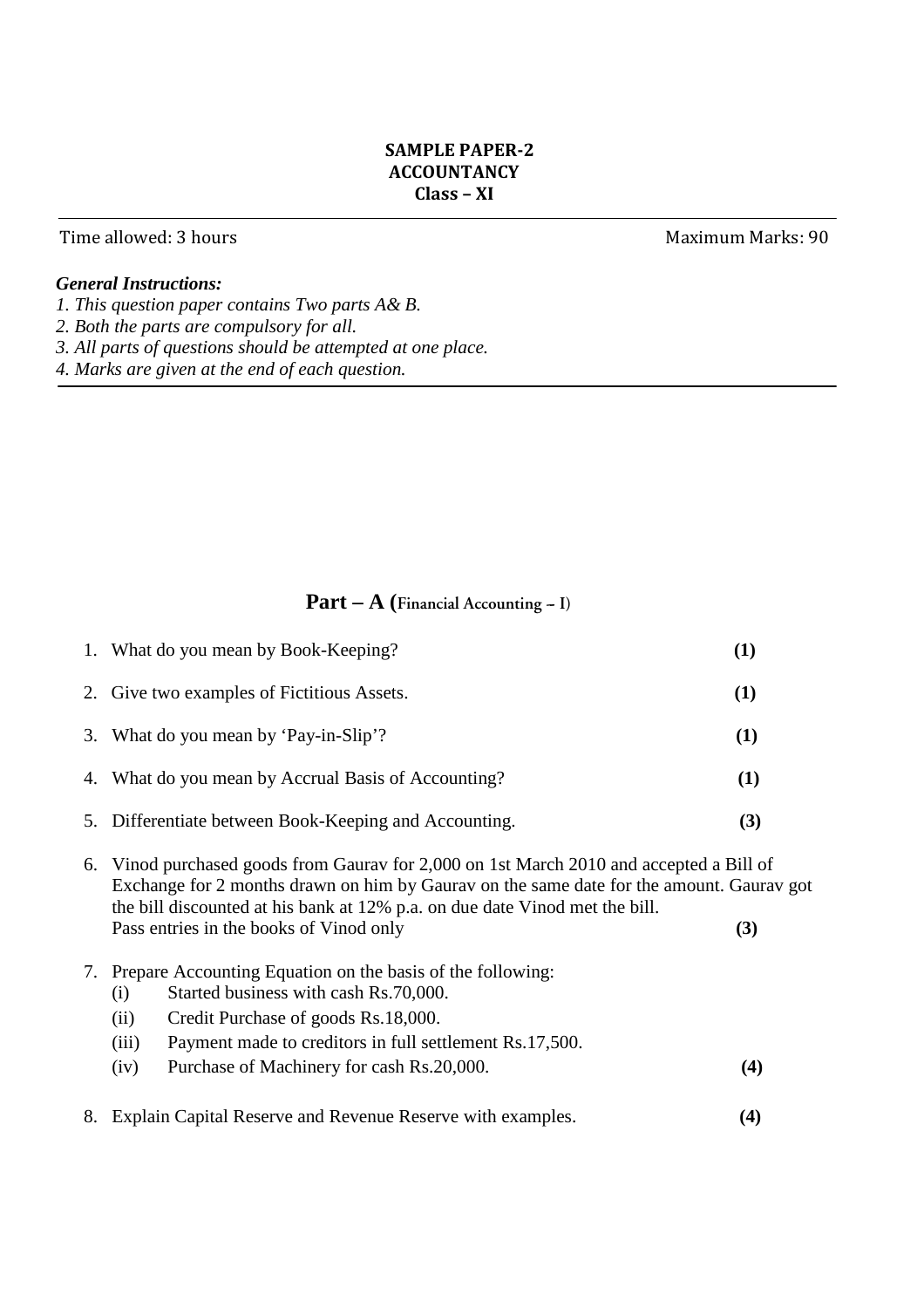**SAMPLE PAPER-2**
**ACCOUNTANCY**
**Class – XI**

Time allowed: 3 hours | Maximum Marks: 90

***General Instructions:***

*1. This question paper contains Two parts A& B.*
*2. Both the parts are compulsory for all.*
*3. All parts of questions should be attempted at one place.*
*4. Marks are given at the end of each question.*

## Part – A (Financial Accounting – I)

1. What do you mean by Book-Keeping? **(1)**

2. Give two examples of Fictitious Assets. **(1)**

3. What do you mean by 'Pay-in-Slip'? **(1)**

4. What do you mean by Accrual Basis of Accounting? **(1)**

5. Differentiate between Book-Keeping and Accounting. **(3)**

6. Vinod purchased goods from Gaurav for 2,000 on 1st March 2010 and accepted a Bill of Exchange for 2 months drawn on him by Gaurav on the same date for the amount. Gaurav got the bill discounted at his bank at 12% p.a. on due date Vinod met the bill.
   Pass entries in the books of Vinod only **(3)**

7. Prepare Accounting Equation on the basis of the following:
   (i) Started business with cash Rs.70,000.
   (ii) Credit Purchase of goods Rs.18,000.
   (iii) Payment made to creditors in full settlement Rs.17,500.
   (iv) Purchase of Machinery for cash Rs.20,000. **(4)**

8. Explain Capital Reserve and Revenue Reserve with examples. **(4)**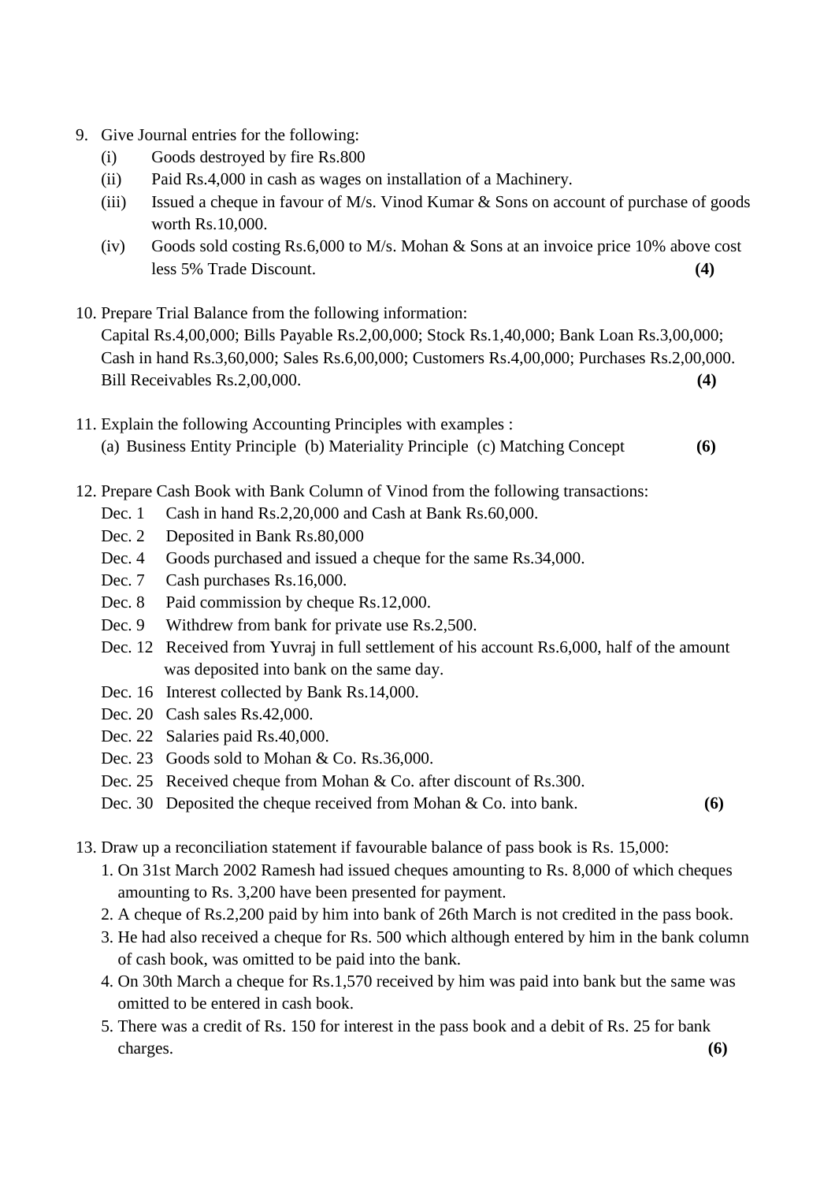9. Give Journal entries for the following:
   - (i) Goods destroyed by fire Rs.800
   - (ii) Paid Rs.4,000 in cash as wages on installation of a Machinery.
   - (iii) Issued a cheque in favour of M/s. Vinod Kumar & Sons on account of purchase of goods worth Rs.10,000.
   - (iv) Goods sold costing Rs.6,000 to M/s. Mohan & Sons at an invoice price 10% above cost less 5% Trade Discount. **(4)**

10. Prepare Trial Balance from the following information:
    Capital Rs.4,00,000; Bills Payable Rs.2,00,000; Stock Rs.1,40,000; Bank Loan Rs.3,00,000; Cash in hand Rs.3,60,000; Sales Rs.6,00,000; Customers Rs.4,00,000; Purchases Rs.2,00,000. Bill Receivables Rs.2,00,000. **(4)**

11. Explain the following Accounting Principles with examples :
    (a) Business Entity Principle (b) Materiality Principle (c) Matching Concept **(6)**

12. Prepare Cash Book with Bank Column of Vinod from the following transactions:
    - Dec. 1 Cash in hand Rs.2,20,000 and Cash at Bank Rs.60,000.
    - Dec. 2 Deposited in Bank Rs.80,000
    - Dec. 4 Goods purchased and issued a cheque for the same Rs.34,000.
    - Dec. 7 Cash purchases Rs.16,000.
    - Dec. 8 Paid commission by cheque Rs.12,000.
    - Dec. 9 Withdrew from bank for private use Rs.2,500.
    - Dec. 12 Received from Yuvraj in full settlement of his account Rs.6,000, half of the amount was deposited into bank on the same day.
    - Dec. 16 Interest collected by Bank Rs.14,000.
    - Dec. 20 Cash sales Rs.42,000.
    - Dec. 22 Salaries paid Rs.40,000.
    - Dec. 23 Goods sold to Mohan & Co. Rs.36,000.
    - Dec. 25 Received cheque from Mohan & Co. after discount of Rs.300.
    - Dec. 30 Deposited the cheque received from Mohan & Co. into bank. **(6)**

13. Draw up a reconciliation statement if favourable balance of pass book is Rs. 15,000:
    1. On 31st March 2002 Ramesh had issued cheques amounting to Rs. 8,000 of which cheques amounting to Rs. 3,200 have been presented for payment.
    2. A cheque of Rs.2,200 paid by him into bank of 26th March is not credited in the pass book.
    3. He had also received a cheque for Rs. 500 which although entered by him in the bank column of cash book, was omitted to be paid into the bank.
    4. On 30th March a cheque for Rs.1,570 received by him was paid into bank but the same was omitted to be entered in cash book.
    5. There was a credit of Rs. 150 for interest in the pass book and a debit of Rs. 25 for bank charges. **(6)**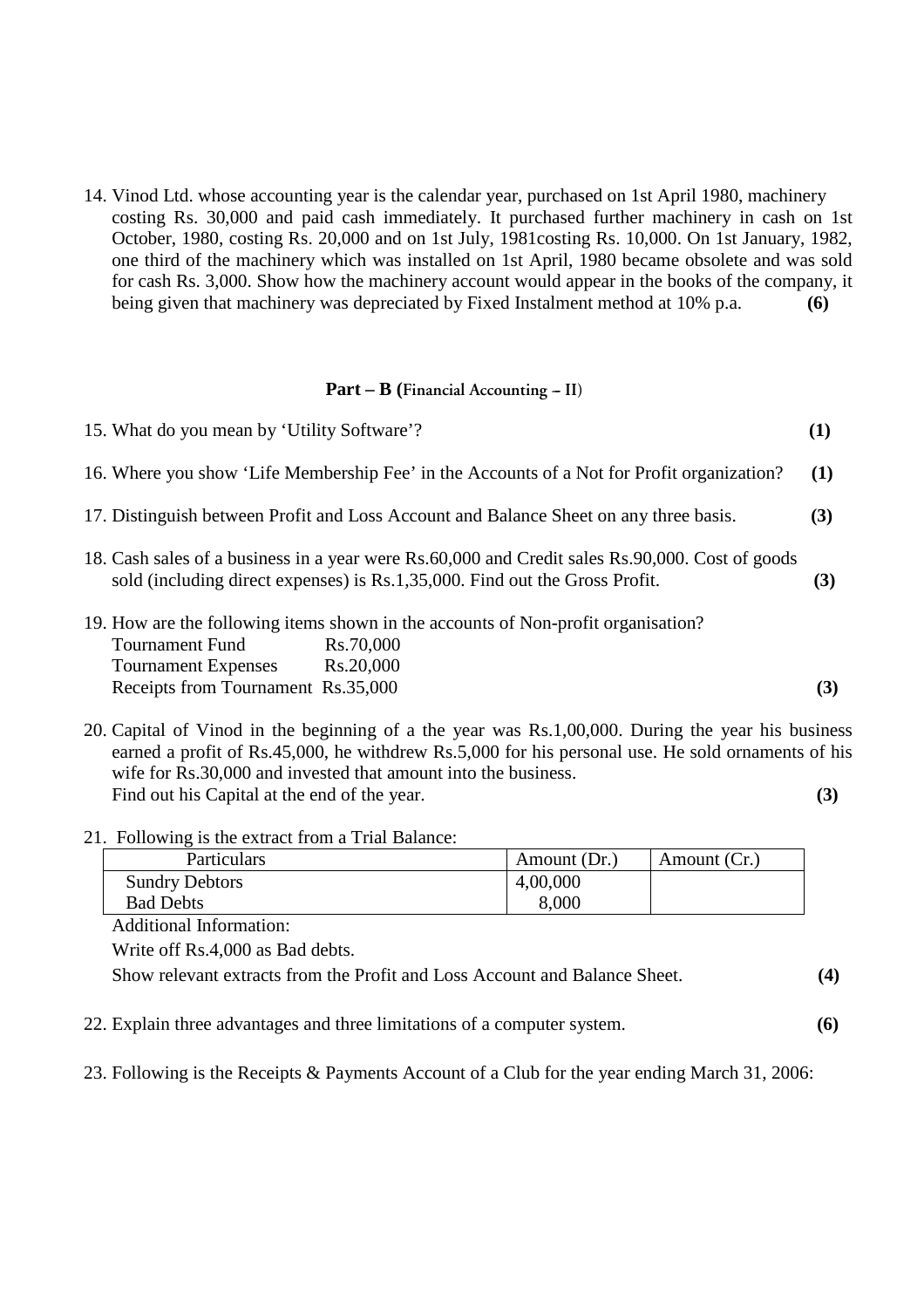14. Vinod Ltd. whose accounting year is the calendar year, purchased on 1st April 1980, machinery costing Rs. 30,000 and paid cash immediately. It purchased further machinery in cash on 1st October, 1980, costing Rs. 20,000 and on 1st July, 1981costing Rs. 10,000. On 1st January, 1982, one third of the machinery which was installed on 1st April, 1980 became obsolete and was sold for cash Rs. 3,000. Show how the machinery account would appear in the books of the company, it being given that machinery was depreciated by Fixed Instalment method at 10% p.a. **(6)**

### Part – B (Financial Accounting – II)

15. What do you mean by 'Utility Software'? **(1)**

16. Where you show 'Life Membership Fee' in the Accounts of a Not for Profit organization? **(1)**

17. Distinguish between Profit and Loss Account and Balance Sheet on any three basis. **(3)**

18. Cash sales of a business in a year were Rs.60,000 and Credit sales Rs.90,000. Cost of goods sold (including direct expenses) is Rs.1,35,000. Find out the Gross Profit. **(3)**

19. How are the following items shown in the accounts of Non-profit organisation?
    Tournament Fund Rs.70,000
    Tournament Expenses Rs.20,000
    Receipts from Tournament Rs.35,000 **(3)**

20. Capital of Vinod in the beginning of a the year was Rs.1,00,000. During the year his business earned a profit of Rs.45,000, he withdrew Rs.5,000 for his personal use. He sold ornaments of his wife for Rs.30,000 and invested that amount into the business.
    Find out his Capital at the end of the year. **(3)**

21. Following is the extract from a Trial Balance:

| Particulars | Amount (Dr.) | Amount (Cr.) |
|---|---|---|
| Sundry Debtors | 4,00,000 | |
| Bad Debts | 8,000 | |

Additional Information:

Write off Rs.4,000 as Bad debts.

Show relevant extracts from the Profit and Loss Account and Balance Sheet. **(4)**

22. Explain three advantages and three limitations of a computer system. **(6)**

23. Following is the Receipts & Payments Account of a Club for the year ending March 31, 2006: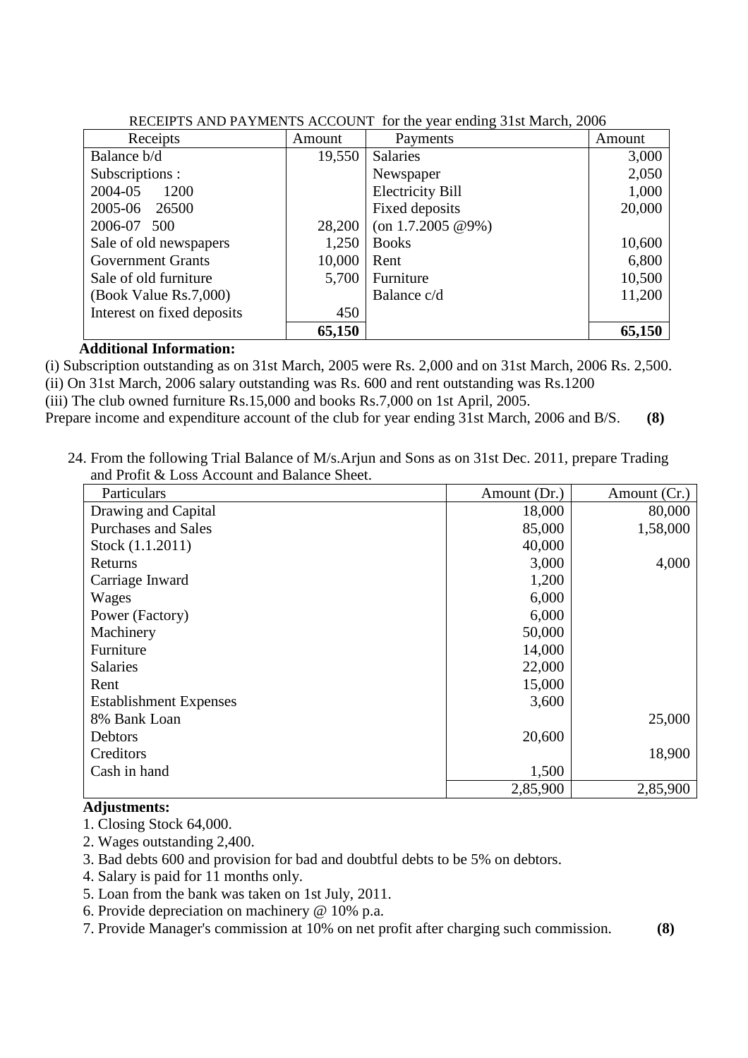RECEIPTS AND PAYMENTS ACCOUNT for the year ending 31st March, 2006

| Receipts | Amount | Payments | Amount |
|---|---|---|---|
| Balance b/d | 19,550 | Salaries | 3,000 |
| Subscriptions : | | Newspaper | 2,050 |
| 2004-05 1200 | | Electricity Bill | 1,000 |
| 2005-06 26500 | | Fixed deposits | 20,000 |
| 2006-07 500 | 28,200 | (on 1.7.2005 @9%) | |
| Sale of old newspapers | 1,250 | Books | 10,600 |
| Government Grants | 10,000 | Rent | 6,800 |
| Sale of old furniture | 5,700 | Furniture | 10,500 |
| (Book Value Rs.7,000) | | Balance c/d | 11,200 |
| Interest on fixed deposits | 450 | | |
| | **65,150** | | **65,150** |

**Additional Information:**

(i) Subscription outstanding as on 31st March, 2005 were Rs. 2,000 and on 31st March, 2006 Rs. 2,500.
(ii) On 31st March, 2006 salary outstanding was Rs. 600 and rent outstanding was Rs.1200
(iii) The club owned furniture Rs.15,000 and books Rs.7,000 on 1st April, 2005.
Prepare income and expenditure account of the club for year ending 31st March, 2006 and B/S. **(8)**

24. From the following Trial Balance of M/s.Arjun and Sons as on 31st Dec. 2011, prepare Trading and Profit & Loss Account and Balance Sheet.

| Particulars | Amount (Dr.) | Amount (Cr.) |
|---|---|---|
| Drawing and Capital | 18,000 | 80,000 |
| Purchases and Sales | 85,000 | 1,58,000 |
| Stock (1.1.2011) | 40,000 | |
| Returns | 3,000 | 4,000 |
| Carriage Inward | 1,200 | |
| Wages | 6,000 | |
| Power (Factory) | 6,000 | |
| Machinery | 50,000 | |
| Furniture | 14,000 | |
| Salaries | 22,000 | |
| Rent | 15,000 | |
| Establishment Expenses | 3,600 | |
| 8% Bank Loan | | 25,000 |
| Debtors | 20,600 | |
| Creditors | | 18,900 |
| Cash in hand | 1,500 | |
| | 2,85,900 | 2,85,900 |

**Adjustments:**

1. Closing Stock 64,000.
2. Wages outstanding 2,400.
3. Bad debts 600 and provision for bad and doubtful debts to be 5% on debtors.
4. Salary is paid for 11 months only.
5. Loan from the bank was taken on 1st July, 2011.
6. Provide depreciation on machinery @ 10% p.a.
7. Provide Manager's commission at 10% on net profit after charging such commission. **(8)**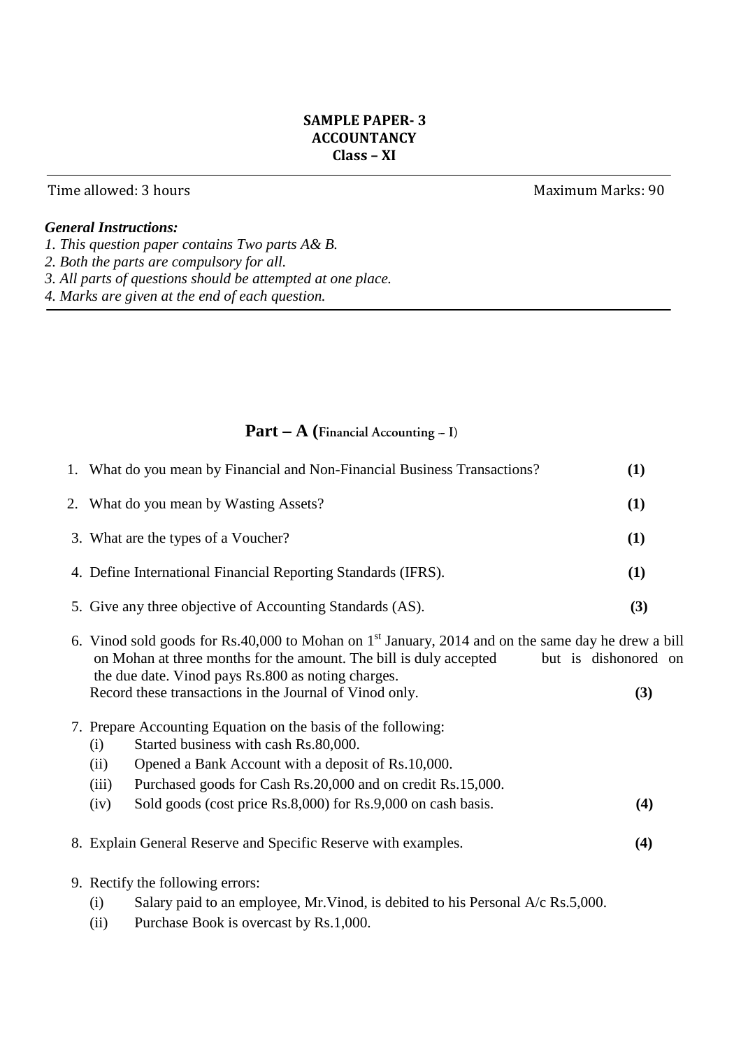**SAMPLE PAPER- 3**
**ACCOUNTANCY**
**Class – XI**

---

Time allowed: 3 hours | Maximum Marks: 90

***General Instructions:***

*1. This question paper contains Two parts A& B.*
*2. Both the parts are compulsory for all.*
*3. All parts of questions should be attempted at one place.*
*4. Marks are given at the end of each question.*

---

## Part – A (Financial Accounting – I)

1. What do you mean by Financial and Non-Financial Business Transactions? **(1)**

2. What do you mean by Wasting Assets? **(1)**

3. What are the types of a Voucher? **(1)**

4. Define International Financial Reporting Standards (IFRS). **(1)**

5. Give any three objective of Accounting Standards (AS). **(3)**

6. Vinod sold goods for Rs.40,000 to Mohan on 1st January, 2014 and on the same day he drew a bill on Mohan at three months for the amount. The bill is duly accepted but is dishonored on the due date. Vinod pays Rs.800 as noting charges.
   Record these transactions in the Journal of Vinod only. **(3)**

7. Prepare Accounting Equation on the basis of the following:
   (i) Started business with cash Rs.80,000.
   (ii) Opened a Bank Account with a deposit of Rs.10,000.
   (iii) Purchased goods for Cash Rs.20,000 and on credit Rs.15,000.
   (iv) Sold goods (cost price Rs.8,000) for Rs.9,000 on cash basis. **(4)**

8. Explain General Reserve and Specific Reserve with examples. **(4)**

9. Rectify the following errors:
   (i) Salary paid to an employee, Mr.Vinod, is debited to his Personal A/c Rs.5,000.
   (ii) Purchase Book is overcast by Rs.1,000.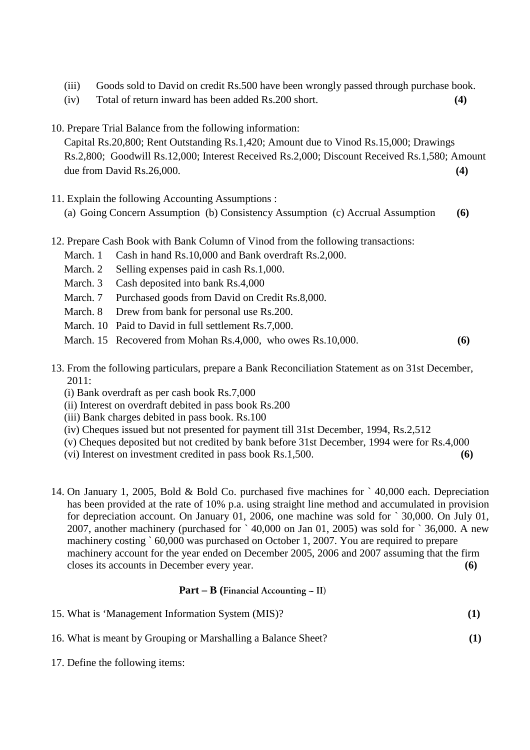(iii) Goods sold to David on credit Rs.500 have been wrongly passed through purchase book.

(iv) Total of return inward has been added Rs.200 short. **(4)**

10. Prepare Trial Balance from the following information:
    Capital Rs.20,800; Rent Outstanding Rs.1,420; Amount due to Vinod Rs.15,000; Drawings Rs.2,800; Goodwill Rs.12,000; Interest Received Rs.2,000; Discount Received Rs.1,580; Amount due from David Rs.26,000. **(4)**

11. Explain the following Accounting Assumptions :
    (a) Going Concern Assumption (b) Consistency Assumption (c) Accrual Assumption **(6)**

12. Prepare Cash Book with Bank Column of Vinod from the following transactions:

    March. 1 Cash in hand Rs.10,000 and Bank overdraft Rs.2,000.
    March. 2 Selling expenses paid in cash Rs.1,000.
    March. 3 Cash deposited into bank Rs.4,000
    March. 7 Purchased goods from David on Credit Rs.8,000.
    March. 8 Drew from bank for personal use Rs.200.
    March. 10 Paid to David in full settlement Rs.7,000.
    March. 15 Recovered from Mohan Rs.4,000, who owes Rs.10,000. **(6)**

13. From the following particulars, prepare a Bank Reconciliation Statement as on 31st December, 2011:
    (i) Bank overdraft as per cash book Rs.7,000
    (ii) Interest on overdraft debited in pass book Rs.200
    (iii) Bank charges debited in pass book. Rs.100
    (iv) Cheques issued but not presented for payment till 31st December, 1994, Rs.2,512
    (v) Cheques deposited but not credited by bank before 31st December, 1994 were for Rs.4,000
    (vi) Interest on investment credited in pass book Rs.1,500. **(6)**

14. On January 1, 2005, Bold & Bold Co. purchased five machines for ` 40,000 each. Depreciation has been provided at the rate of 10% p.a. using straight line method and accumulated in provision for depreciation account. On January 01, 2006, one machine was sold for ` 30,000. On July 01, 2007, another machinery (purchased for ` 40,000 on Jan 01, 2005) was sold for ` 36,000. A new machinery costing ` 60,000 was purchased on October 1, 2007. You are required to prepare machinery account for the year ended on December 2005, 2006 and 2007 assuming that the firm closes its accounts in December every year. **(6)**

## Part – B (Financial Accounting – II)

15. What is 'Management Information System (MIS)? **(1)**

16. What is meant by Grouping or Marshalling a Balance Sheet? **(1)**

17. Define the following items: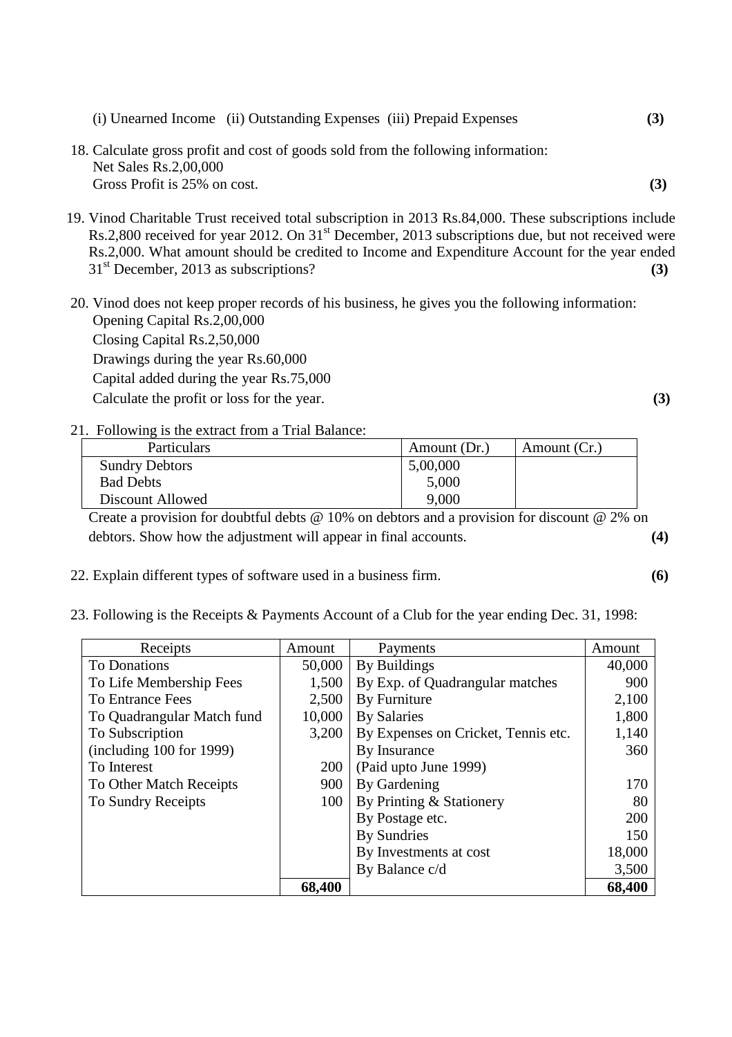(i) Unearned Income (ii) Outstanding Expenses (iii) Prepaid Expenses **(3)**

18. Calculate gross profit and cost of goods sold from the following information:
    Net Sales Rs.2,00,000
    Gross Profit is 25% on cost. **(3)**

19. Vinod Charitable Trust received total subscription in 2013 Rs.84,000. These subscriptions include Rs.2,800 received for year 2012. On 31st December, 2013 subscriptions due, but not received were Rs.2,000. What amount should be credited to Income and Expenditure Account for the year ended 31st December, 2013 as subscriptions? **(3)**

20. Vinod does not keep proper records of his business, he gives you the following information:
    Opening Capital Rs.2,00,000
    Closing Capital Rs.2,50,000
    Drawings during the year Rs.60,000
    Capital added during the year Rs.75,000
    Calculate the profit or loss for the year. **(3)**

21. Following is the extract from a Trial Balance:

| Particulars | Amount (Dr.) | Amount (Cr.) |
|---|---|---|
| Sundry Debtors | 5,00,000 | |
| Bad Debts | 5,000 | |
| Discount Allowed | 9,000 | |

Create a provision for doubtful debts @ 10% on debtors and a provision for discount @ 2% on debtors. Show how the adjustment will appear in final accounts. **(4)**

22. Explain different types of software used in a business firm. **(6)**

23. Following is the Receipts & Payments Account of a Club for the year ending Dec. 31, 1998:

| Receipts | Amount | Payments | Amount |
|---|---|---|---|
| To Donations | 50,000 | By Buildings | 40,000 |
| To Life Membership Fees | 1,500 | By Exp. of Quadrangular matches | 900 |
| To Entrance Fees | 2,500 | By Furniture | 2,100 |
| To Quadrangular Match fund | 10,000 | By Salaries | 1,800 |
| To Subscription | 3,200 | By Expenses on Cricket, Tennis etc. | 1,140 |
| (including 100 for 1999) | | By Insurance | 360 |
| To Interest | 200 | (Paid upto June 1999) | |
| To Other Match Receipts | 900 | By Gardening | 170 |
| To Sundry Receipts | 100 | By Printing & Stationery | 80 |
| | | By Postage etc. | 200 |
| | | By Sundries | 150 |
| | | By Investments at cost | 18,000 |
| | | By Balance c/d | 3,500 |
| | **68,400** | | **68,400** |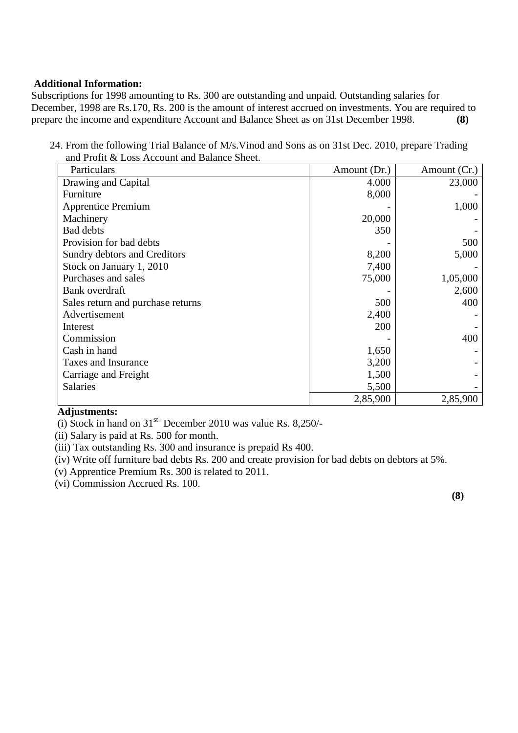**Additional Information:**

Subscriptions for 1998 amounting to Rs. 300 are outstanding and unpaid. Outstanding salaries for December, 1998 are Rs.170, Rs. 200 is the amount of interest accrued on investments. You are required to prepare the income and expenditure Account and Balance Sheet as on 31st December 1998. **(8)**

24. From the following Trial Balance of M/s.Vinod and Sons as on 31st Dec. 2010, prepare Trading and Profit & Loss Account and Balance Sheet.

| Particulars | Amount (Dr.) | Amount (Cr.) |
|---|---|---|
| Drawing and Capital | 4.000 | 23,000 |
| Furniture | 8,000 | - |
| Apprentice Premium | - | 1,000 |
| Machinery | 20,000 | - |
| Bad debts | 350 | - |
| Provision for bad debts | - | 500 |
| Sundry debtors and Creditors | 8,200 | 5,000 |
| Stock on January 1, 2010 | 7,400 | - |
| Purchases and sales | 75,000 | 1,05,000 |
| Bank overdraft | - | 2,600 |
| Sales return and purchase returns | 500 | 400 |
| Advertisement | 2,400 | - |
| Interest | 200 | - |
| Commission | - | 400 |
| Cash in hand | 1,650 | - |
| Taxes and Insurance | 3,200 | - |
| Carriage and Freight | 1,500 | - |
| Salaries | 5,500 | - |
| | 2,85,900 | 2,85,900 |

**Adjustments:**

(i) Stock in hand on 31st December 2010 was value Rs. 8,250/-

(ii) Salary is paid at Rs. 500 for month.

(iii) Tax outstanding Rs. 300 and insurance is prepaid Rs 400.

(iv) Write off furniture bad debts Rs. 200 and create provision for bad debts on debtors at 5%.

(v) Apprentice Premium Rs. 300 is related to 2011.

(vi) Commission Accrued Rs. 100.

**(8)**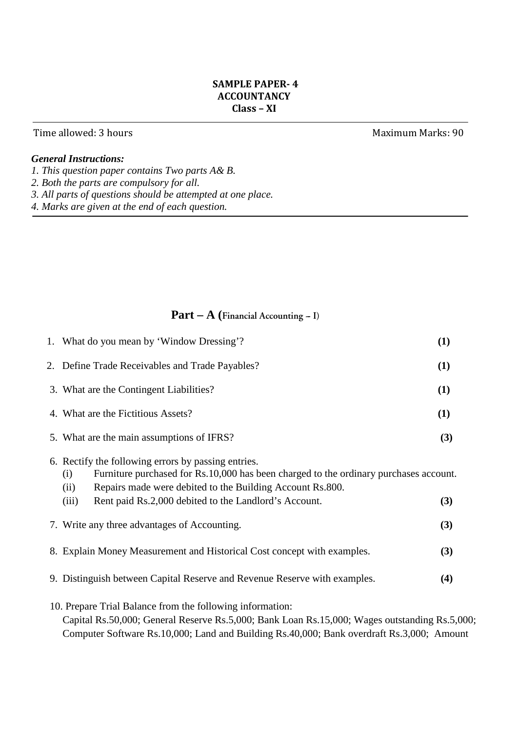**SAMPLE PAPER- 4**
**ACCOUNTANCY**
**Class – XI**

Time allowed: 3 hours Maximum Marks: 90

***General Instructions:***

*1. This question paper contains Two parts A& B.*
*2. Both the parts are compulsory for all.*
*3. All parts of questions should be attempted at one place.*
*4. Marks are given at the end of each question.*

## Part – A (Financial Accounting – I)

1. What do you mean by 'Window Dressing'? **(1)**

2. Define Trade Receivables and Trade Payables? **(1)**

3. What are the Contingent Liabilities? **(1)**

4. What are the Fictitious Assets? **(1)**

5. What are the main assumptions of IFRS? **(3)**

6. Rectify the following errors by passing entries.
   (i) Furniture purchased for Rs.10,000 has been charged to the ordinary purchases account.
   (ii) Repairs made were debited to the Building Account Rs.800.
   (iii) Rent paid Rs.2,000 debited to the Landlord's Account. **(3)**

7. Write any three advantages of Accounting. **(3)**

8. Explain Money Measurement and Historical Cost concept with examples. **(3)**

9. Distinguish between Capital Reserve and Revenue Reserve with examples. **(4)**

10. Prepare Trial Balance from the following information:
    Capital Rs.50,000; General Reserve Rs.5,000; Bank Loan Rs.15,000; Wages outstanding Rs.5,000; Computer Software Rs.10,000; Land and Building Rs.40,000; Bank overdraft Rs.3,000; Amount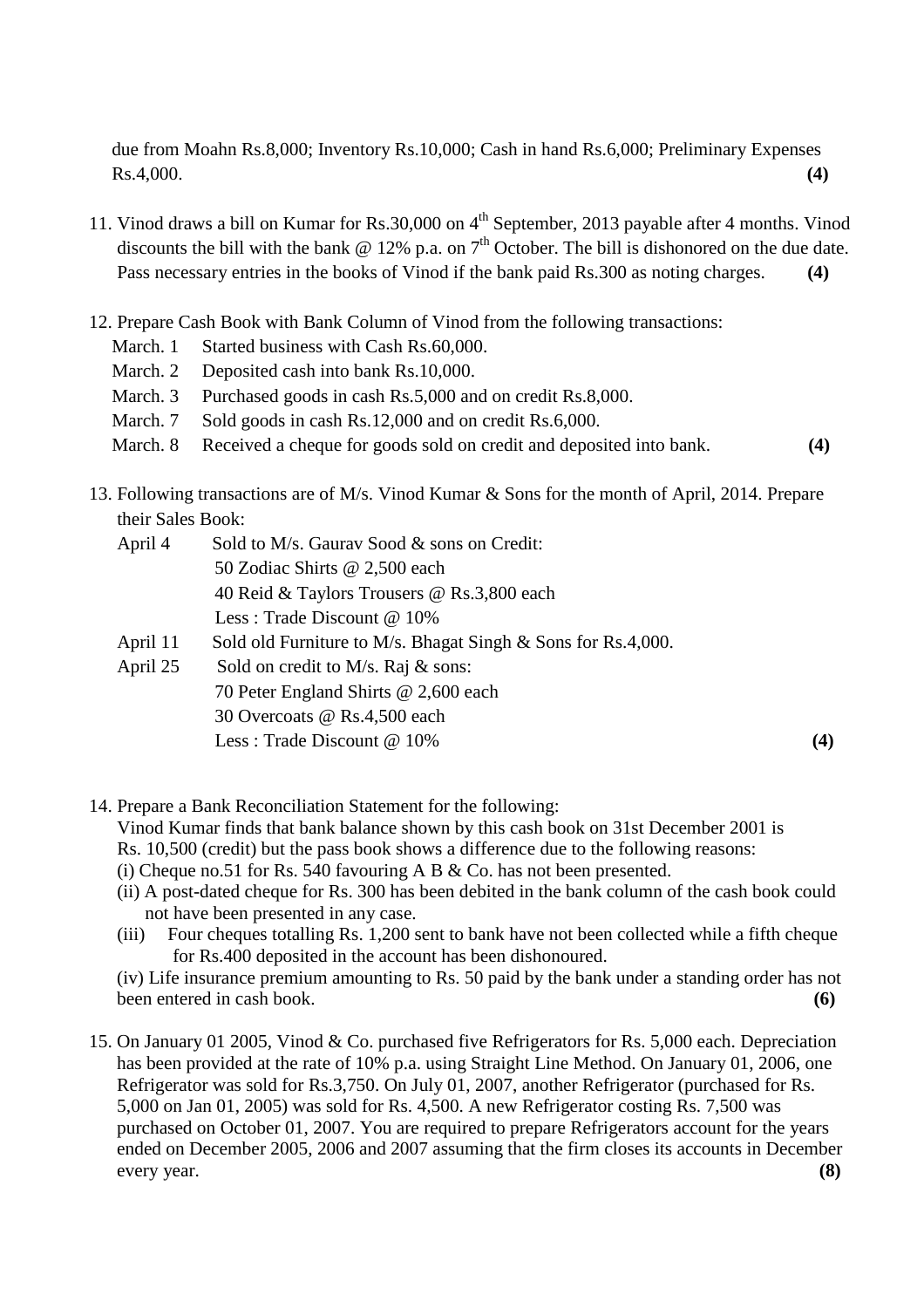due from Moahn Rs.8,000; Inventory Rs.10,000; Cash in hand Rs.6,000; Preliminary Expenses Rs.4,000. **(4)**

11. Vinod draws a bill on Kumar for Rs.30,000 on 4th September, 2013 payable after 4 months. Vinod discounts the bill with the bank @ 12% p.a. on 7th October. The bill is dishonored on the due date. Pass necessary entries in the books of Vinod if the bank paid Rs.300 as noting charges. **(4)**

12. Prepare Cash Book with Bank Column of Vinod from the following transactions:

    March. 1 Started business with Cash Rs.60,000.
    March. 2 Deposited cash into bank Rs.10,000.
    March. 3 Purchased goods in cash Rs.5,000 and on credit Rs.8,000.
    March. 7 Sold goods in cash Rs.12,000 and on credit Rs.6,000.
    March. 8 Received a cheque for goods sold on credit and deposited into bank. **(4)**

13. Following transactions are of M/s. Vinod Kumar & Sons for the month of April, 2014. Prepare their Sales Book:

    April 4 Sold to M/s. Gaurav Sood & sons on Credit:
    50 Zodiac Shirts @ 2,500 each
    40 Reid & Taylors Trousers @ Rs.3,800 each
    Less : Trade Discount @ 10%
    April 11 Sold old Furniture to M/s. Bhagat Singh & Sons for Rs.4,000.
    April 25 Sold on credit to M/s. Raj & sons:
    70 Peter England Shirts @ 2,600 each
    30 Overcoats @ Rs.4,500 each
    Less : Trade Discount @ 10% **(4)**

14. Prepare a Bank Reconciliation Statement for the following:
    Vinod Kumar finds that bank balance shown by this cash book on 31st December 2001 is Rs. 10,500 (credit) but the pass book shows a difference due to the following reasons:
    (i) Cheque no.51 for Rs. 540 favouring A B & Co. has not been presented.
    (ii) A post-dated cheque for Rs. 300 has been debited in the bank column of the cash book could not have been presented in any case.
    (iii) Four cheques totalling Rs. 1,200 sent to bank have not been collected while a fifth cheque for Rs.400 deposited in the account has been dishonoured.
    (iv) Life insurance premium amounting to Rs. 50 paid by the bank under a standing order has not been entered in cash book. **(6)**

15. On January 01 2005, Vinod & Co. purchased five Refrigerators for Rs. 5,000 each. Depreciation has been provided at the rate of 10% p.a. using Straight Line Method. On January 01, 2006, one Refrigerator was sold for Rs.3,750. On July 01, 2007, another Refrigerator (purchased for Rs. 5,000 on Jan 01, 2005) was sold for Rs. 4,500. A new Refrigerator costing Rs. 7,500 was purchased on October 01, 2007. You are required to prepare Refrigerators account for the years ended on December 2005, 2006 and 2007 assuming that the firm closes its accounts in December every year. **(8)**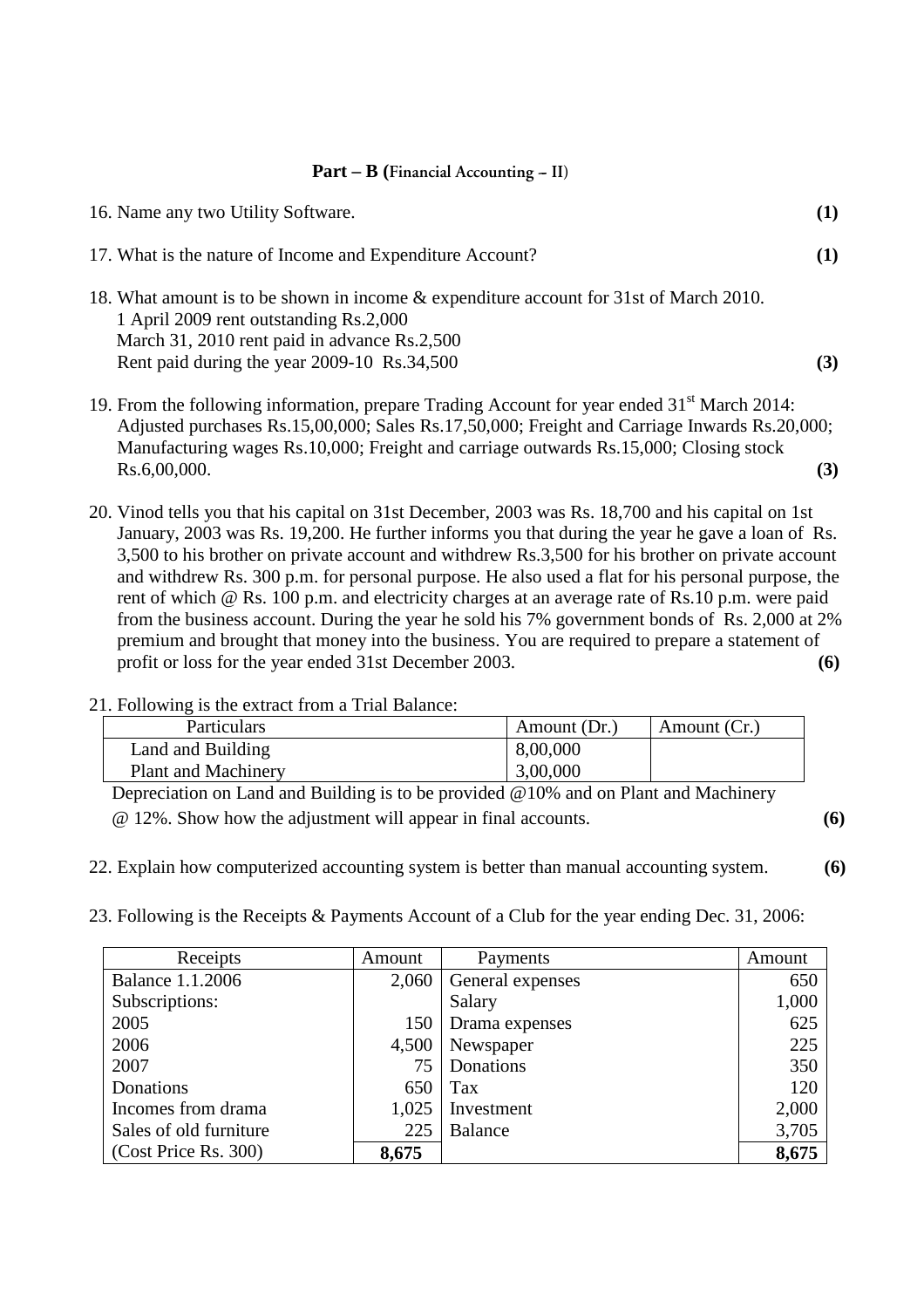## Part – B (Financial Accounting – II)

16. Name any two Utility Software. **(1)**

17. What is the nature of Income and Expenditure Account? **(1)**

18. What amount is to be shown in income & expenditure account for 31st of March 2010.
    1 April 2009 rent outstanding Rs.2,000
    March 31, 2010 rent paid in advance Rs.2,500
    Rent paid during the year 2009-10 Rs.34,500 **(3)**

19. From the following information, prepare Trading Account for year ended 31st March 2014: Adjusted purchases Rs.15,00,000; Sales Rs.17,50,000; Freight and Carriage Inwards Rs.20,000; Manufacturing wages Rs.10,000; Freight and carriage outwards Rs.15,000; Closing stock Rs.6,00,000. **(3)**

20. Vinod tells you that his capital on 31st December, 2003 was Rs. 18,700 and his capital on 1st January, 2003 was Rs. 19,200. He further informs you that during the year he gave a loan of Rs. 3,500 to his brother on private account and withdrew Rs.3,500 for his brother on private account and withdrew Rs. 300 p.m. for personal purpose. He also used a flat for his personal purpose, the rent of which @ Rs. 100 p.m. and electricity charges at an average rate of Rs.10 p.m. were paid from the business account. During the year he sold his 7% government bonds of Rs. 2,000 at 2% premium and brought that money into the business. You are required to prepare a statement of profit or loss for the year ended 31st December 2003. **(6)**

21. Following is the extract from a Trial Balance:

| Particulars | Amount (Dr.) | Amount (Cr.) |
|---|---|---|
| Land and Building | 8,00,000 | |
| Plant and Machinery | 3,00,000 | |

Depreciation on Land and Building is to be provided @10% and on Plant and Machinery @ 12%. Show how the adjustment will appear in final accounts. **(6)**

22. Explain how computerized accounting system is better than manual accounting system. **(6)**

23. Following is the Receipts & Payments Account of a Club for the year ending Dec. 31, 2006:

| Receipts | Amount | Payments | Amount |
|---|---|---|---|
| Balance 1.1.2006 | 2,060 | General expenses | 650 |
| Subscriptions: | | Salary | 1,000 |
| 2005 | 150 | Drama expenses | 625 |
| 2006 | 4,500 | Newspaper | 225 |
| 2007 | 75 | Donations | 350 |
| Donations | 650 | Tax | 120 |
| Incomes from drama | 1,025 | Investment | 2,000 |
| Sales of old furniture | 225 | Balance | 3,705 |
| (Cost Price Rs. 300) | **8,675** | | **8,675** |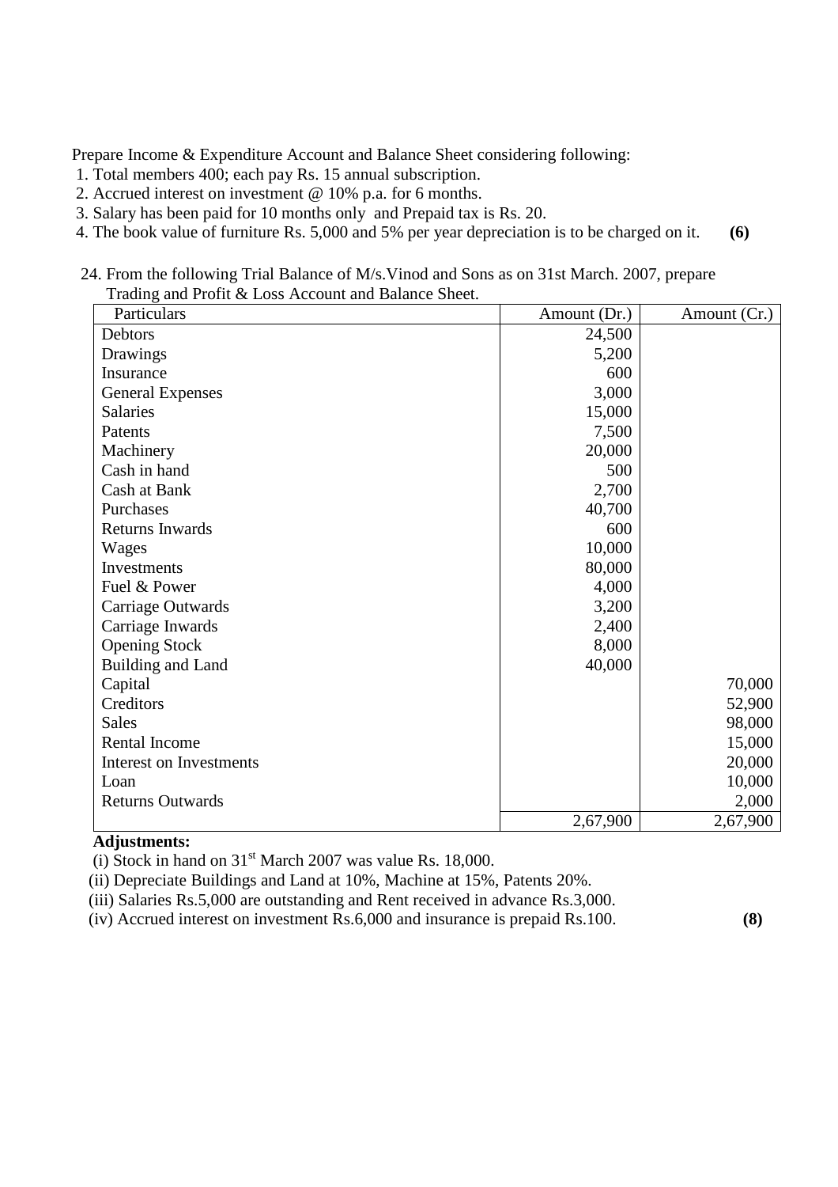Prepare Income & Expenditure Account and Balance Sheet considering following:

1. Total members 400; each pay Rs. 15 annual subscription.
2. Accrued interest on investment @ 10% p.a. for 6 months.
3. Salary has been paid for 10 months only and Prepaid tax is Rs. 20.
4. The book value of furniture Rs. 5,000 and 5% per year depreciation is to be charged on it. **(6)**

24. From the following Trial Balance of M/s.Vinod and Sons as on 31st March. 2007, prepare Trading and Profit & Loss Account and Balance Sheet.

| Particulars | Amount (Dr.) | Amount (Cr.) |
|---|---|---|
| Debtors | 24,500 | |
| Drawings | 5,200 | |
| Insurance | 600 | |
| General Expenses | 3,000 | |
| Salaries | 15,000 | |
| Patents | 7,500 | |
| Machinery | 20,000 | |
| Cash in hand | 500 | |
| Cash at Bank | 2,700 | |
| Purchases | 40,700 | |
| Returns Inwards | 600 | |
| Wages | 10,000 | |
| Investments | 80,000 | |
| Fuel & Power | 4,000 | |
| Carriage Outwards | 3,200 | |
| Carriage Inwards | 2,400 | |
| Opening Stock | 8,000 | |
| Building and Land | 40,000 | |
| Capital | | 70,000 |
| Creditors | | 52,900 |
| Sales | | 98,000 |
| Rental Income | | 15,000 |
| Interest on Investments | | 20,000 |
| Loan | | 10,000 |
| Returns Outwards | | 2,000 |
| | 2,67,900 | 2,67,900 |

**Adjustments:**

(i) Stock in hand on 31st March 2007 was value Rs. 18,000.

(ii) Depreciate Buildings and Land at 10%, Machine at 15%, Patents 20%.

(iii) Salaries Rs.5,000 are outstanding and Rent received in advance Rs.3,000.

(iv) Accrued interest on investment Rs.6,000 and insurance is prepaid Rs.100. **(8)**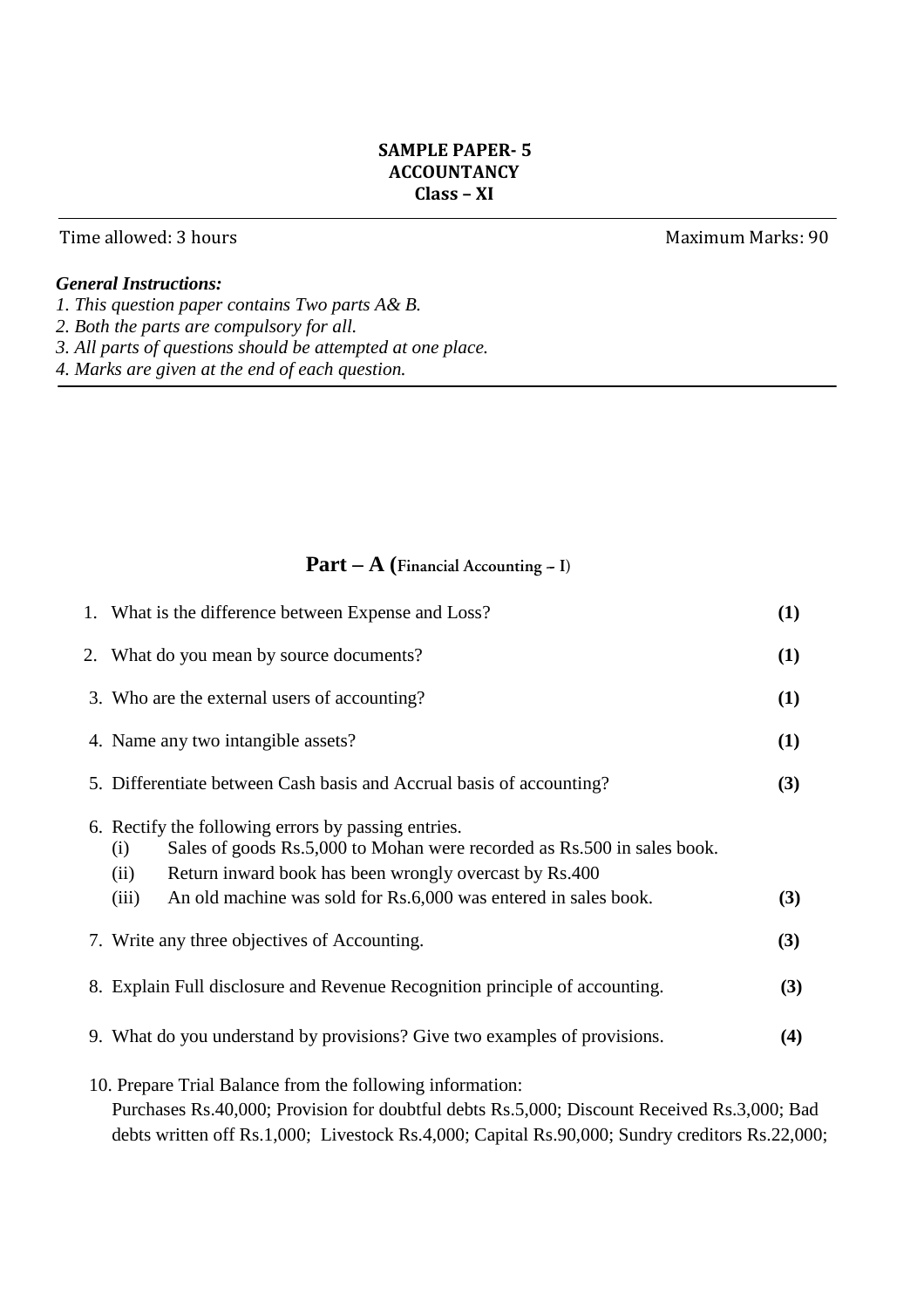**SAMPLE PAPER- 5**
**ACCOUNTANCY**
**Class – XI**

Time allowed: 3 hours    Maximum Marks: 90

***General Instructions:***

*1. This question paper contains Two parts A& B.*
*2. Both the parts are compulsory for all.*
*3. All parts of questions should be attempted at one place.*
*4. Marks are given at the end of each question.*

## Part – A (Financial Accounting – I)

1. What is the difference between Expense and Loss? **(1)**

2. What do you mean by source documents? **(1)**

3. Who are the external users of accounting? **(1)**

4. Name any two intangible assets? **(1)**

5. Differentiate between Cash basis and Accrual basis of accounting? **(3)**

6. Rectify the following errors by passing entries.
   (i) Sales of goods Rs.5,000 to Mohan were recorded as Rs.500 in sales book.
   (ii) Return inward book has been wrongly overcast by Rs.400
   (iii) An old machine was sold for Rs.6,000 was entered in sales book. **(3)**

7. Write any three objectives of Accounting. **(3)**

8. Explain Full disclosure and Revenue Recognition principle of accounting. **(3)**

9. What do you understand by provisions? Give two examples of provisions. **(4)**

10. Prepare Trial Balance from the following information:
    Purchases Rs.40,000; Provision for doubtful debts Rs.5,000; Discount Received Rs.3,000; Bad debts written off Rs.1,000; Livestock Rs.4,000; Capital Rs.90,000; Sundry creditors Rs.22,000;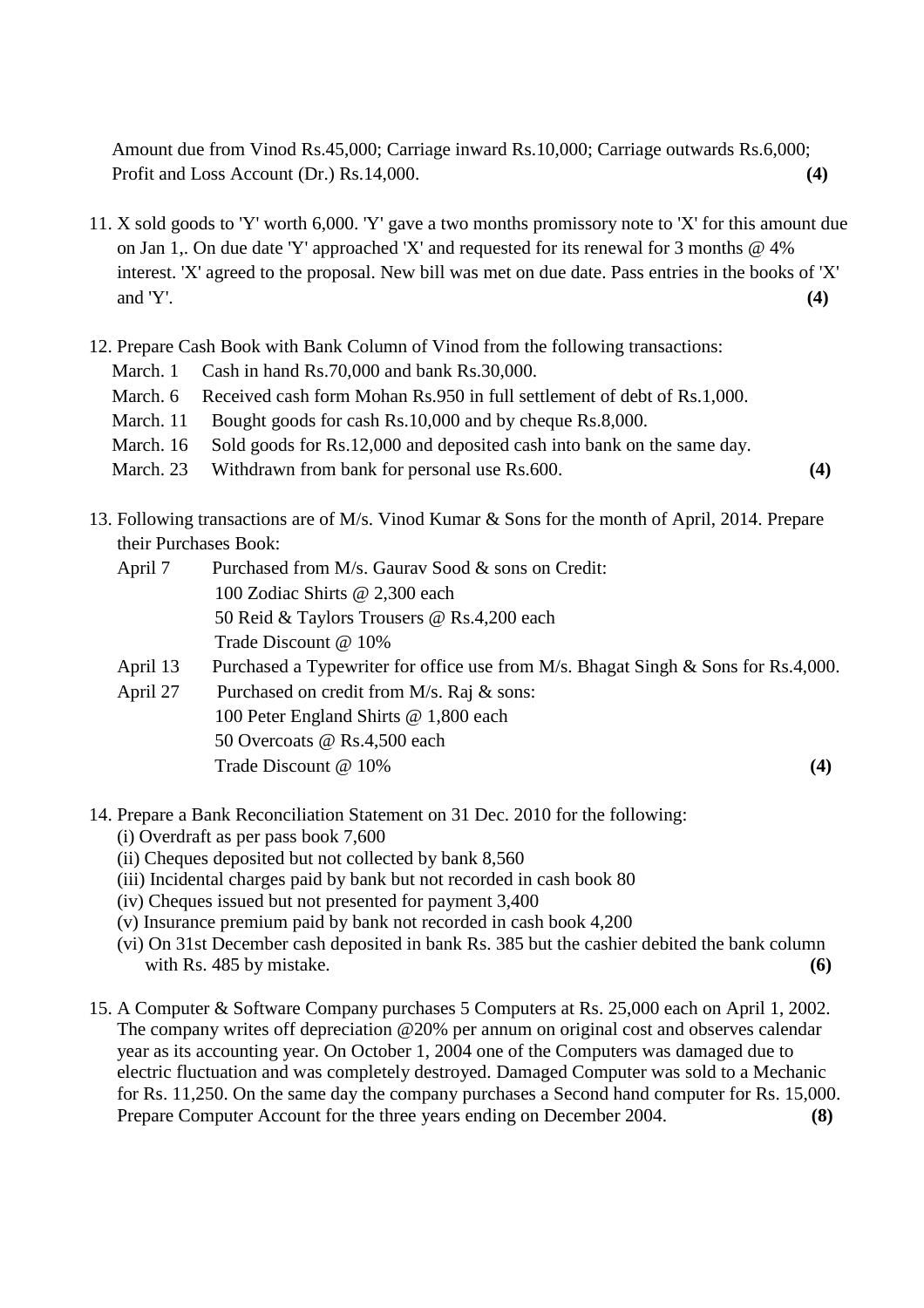Amount due from Vinod Rs.45,000; Carriage inward Rs.10,000; Carriage outwards Rs.6,000; Profit and Loss Account (Dr.) Rs.14,000. **(4)**

11. X sold goods to 'Y' worth 6,000. 'Y' gave a two months promissory note to 'X' for this amount due on Jan 1,. On due date 'Y' approached 'X' and requested for its renewal for 3 months @ 4% interest. 'X' agreed to the proposal. New bill was met on due date. Pass entries in the books of 'X' and 'Y'. **(4)**

12. Prepare Cash Book with Bank Column of Vinod from the following transactions:

    March. 1 Cash in hand Rs.70,000 and bank Rs.30,000.
    March. 6 Received cash form Mohan Rs.950 in full settlement of debt of Rs.1,000.
    March. 11 Bought goods for cash Rs.10,000 and by cheque Rs.8,000.
    March. 16 Sold goods for Rs.12,000 and deposited cash into bank on the same day.
    March. 23 Withdrawn from bank for personal use Rs.600. **(4)**

13. Following transactions are of M/s. Vinod Kumar & Sons for the month of April, 2014. Prepare their Purchases Book:

    April 7 Purchased from M/s. Gaurav Sood & sons on Credit:
    100 Zodiac Shirts @ 2,300 each
    50 Reid & Taylors Trousers @ Rs.4,200 each
    Trade Discount @ 10%
    April 13 Purchased a Typewriter for office use from M/s. Bhagat Singh & Sons for Rs.4,000.
    April 27 Purchased on credit from M/s. Raj & sons:
    100 Peter England Shirts @ 1,800 each
    50 Overcoats @ Rs.4,500 each
    Trade Discount @ 10% **(4)**

14. Prepare a Bank Reconciliation Statement on 31 Dec. 2010 for the following:

    (i) Overdraft as per pass book 7,600
    (ii) Cheques deposited but not collected by bank 8,560
    (iii) Incidental charges paid by bank but not recorded in cash book 80
    (iv) Cheques issued but not presented for payment 3,400
    (v) Insurance premium paid by bank not recorded in cash book 4,200
    (vi) On 31st December cash deposited in bank Rs. 385 but the cashier debited the bank column with Rs. 485 by mistake. **(6)**

15. A Computer & Software Company purchases 5 Computers at Rs. 25,000 each on April 1, 2002. The company writes off depreciation @20% per annum on original cost and observes calendar year as its accounting year. On October 1, 2004 one of the Computers was damaged due to electric fluctuation and was completely destroyed. Damaged Computer was sold to a Mechanic for Rs. 11,250. On the same day the company purchases a Second hand computer for Rs. 15,000. Prepare Computer Account for the three years ending on December 2004. **(8)**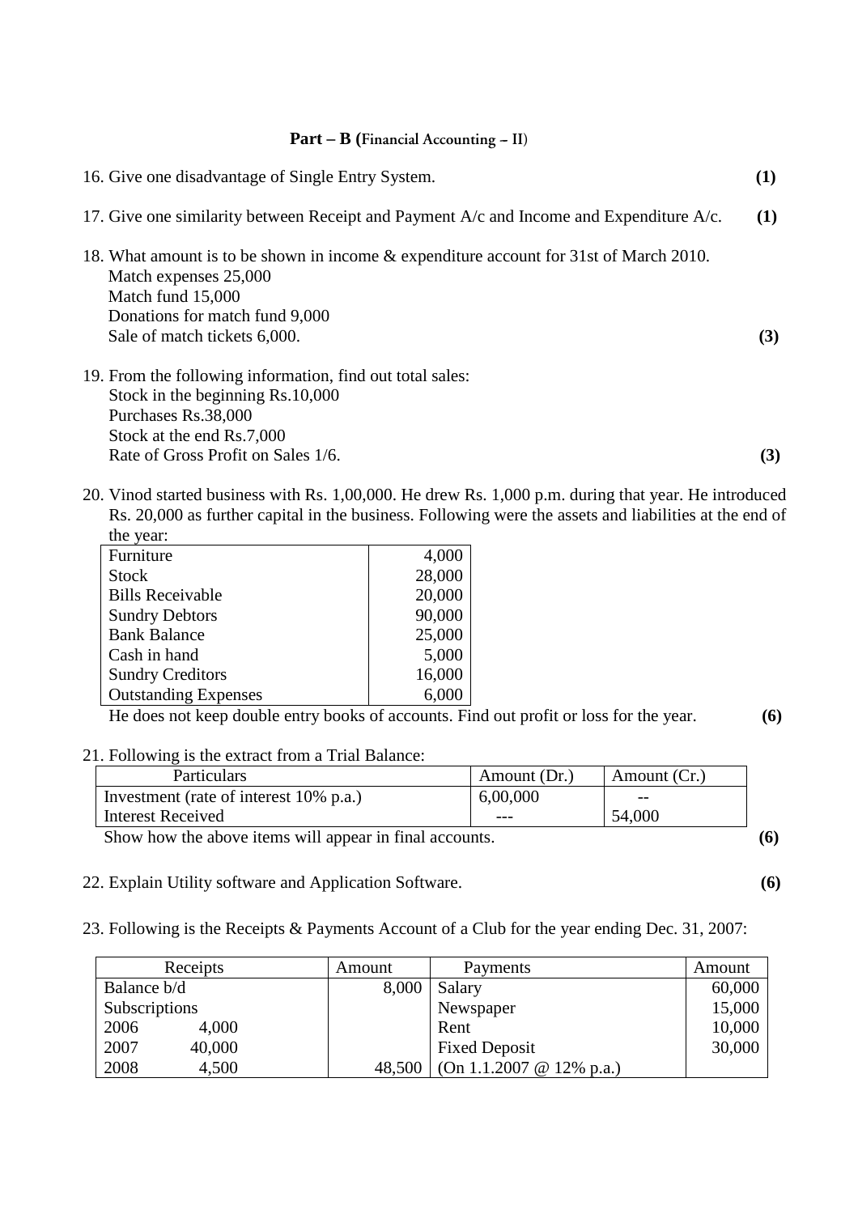## Part – B (Financial Accounting – II)

16. Give one disadvantage of Single Entry System. **(1)**

17. Give one similarity between Receipt and Payment A/c and Income and Expenditure A/c. **(1)**

18. What amount is to be shown in income & expenditure account for 31st of March 2010.
    Match expenses 25,000
    Match fund 15,000
    Donations for match fund 9,000
    Sale of match tickets 6,000. **(3)**

19. From the following information, find out total sales:
    Stock in the beginning Rs.10,000
    Purchases Rs.38,000
    Stock at the end Rs.7,000
    Rate of Gross Profit on Sales 1/6. **(3)**

20. Vinod started business with Rs. 1,00,000. He drew Rs. 1,000 p.m. during that year. He introduced Rs. 20,000 as further capital in the business. Following were the assets and liabilities at the end of the year:

| | |
|---|---|
| Furniture | 4,000 |
| Stock | 28,000 |
| Bills Receivable | 20,000 |
| Sundry Debtors | 90,000 |
| Bank Balance | 25,000 |
| Cash in hand | 5,000 |
| Sundry Creditors | 16,000 |
| Outstanding Expenses | 6,000 |

He does not keep double entry books of accounts. Find out profit or loss for the year. **(6)**

21. Following is the extract from a Trial Balance:

| Particulars | Amount (Dr.) | Amount (Cr.) |
|---|---|---|
| Investment (rate of interest 10% p.a.) | 6,00,000 | -- |
| Interest Received | --- | 54,000 |

Show how the above items will appear in final accounts. **(6)**

22. Explain Utility software and Application Software. **(6)**

23. Following is the Receipts & Payments Account of a Club for the year ending Dec. 31, 2007:

| Receipts | Amount | Payments | Amount |
|---|---|---|---|
| Balance b/d | 8,000 | Salary | 60,000 |
| Subscriptions | | Newspaper | 15,000 |
| 2006 4,000 | | Rent | 10,000 |
| 2007 40,000 | | Fixed Deposit | 30,000 |
| 2008 4,500 | 48,500 | (On 1.1.2007 @ 12% p.a.) | |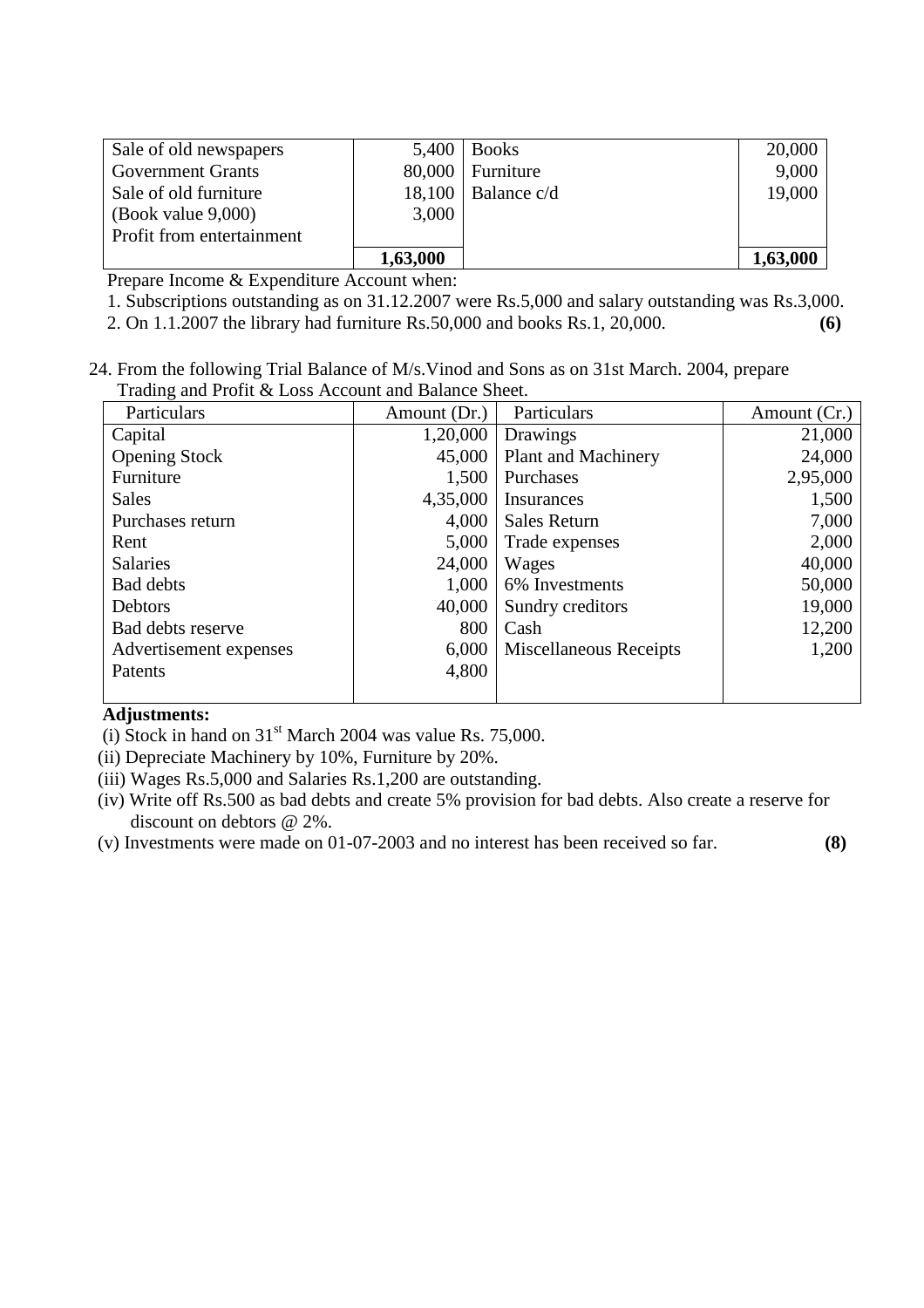| | | | |
|---|---|---|---|
| Sale of old newspapers | 5,400 | Books | 20,000 |
| Government Grants | 80,000 | Furniture | 9,000 |
| Sale of old furniture | 18,100 | Balance c/d | 19,000 |
| (Book value 9,000) | 3,000 | | |
| Profit from entertainment | | | |
| | **1,63,000** | | **1,63,000** |

Prepare Income & Expenditure Account when:

1. Subscriptions outstanding as on 31.12.2007 were Rs.5,000 and salary outstanding was Rs.3,000.
2. On 1.1.2007 the library had furniture Rs.50,000 and books Rs.1, 20,000. **(6)**

24. From the following Trial Balance of M/s.Vinod and Sons as on 31st March. 2004, prepare Trading and Profit & Loss Account and Balance Sheet.

| Particulars | Amount (Dr.) | Particulars | Amount (Cr.) |
|---|---|---|---|
| Capital | 1,20,000 | Drawings | 21,000 |
| Opening Stock | 45,000 | Plant and Machinery | 24,000 |
| Furniture | 1,500 | Purchases | 2,95,000 |
| Sales | 4,35,000 | Insurances | 1,500 |
| Purchases return | 4,000 | Sales Return | 7,000 |
| Rent | 5,000 | Trade expenses | 2,000 |
| Salaries | 24,000 | Wages | 40,000 |
| Bad debts | 1,000 | 6% Investments | 50,000 |
| Debtors | 40,000 | Sundry creditors | 19,000 |
| Bad debts reserve | 800 | Cash | 12,200 |
| Advertisement expenses | 6,000 | Miscellaneous Receipts | 1,200 |
| Patents | 4,800 | | |

**Adjustments:**

(i) Stock in hand on 31st March 2004 was value Rs. 75,000.

(ii) Depreciate Machinery by 10%, Furniture by 20%.

(iii) Wages Rs.5,000 and Salaries Rs.1,200 are outstanding.

(iv) Write off Rs.500 as bad debts and create 5% provision for bad debts. Also create a reserve for discount on debtors @ 2%.

(v) Investments were made on 01-07-2003 and no interest has been received so far. **(8)**